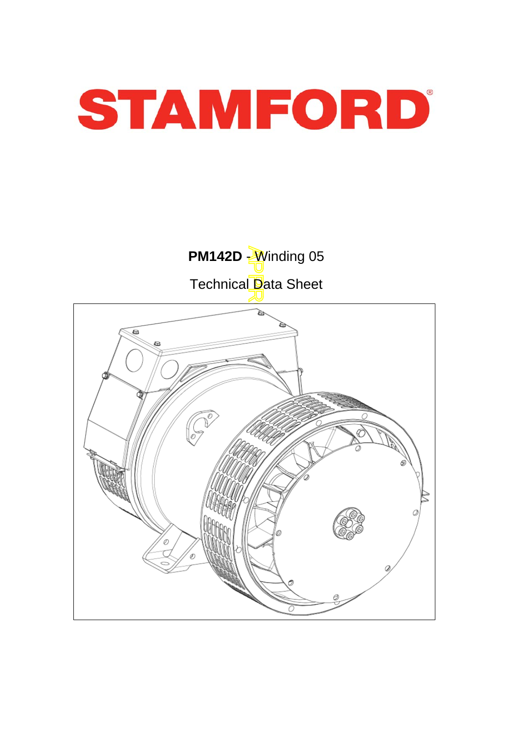# STAMFORD

**PM142D** - Winding 05

Technical Data Sheet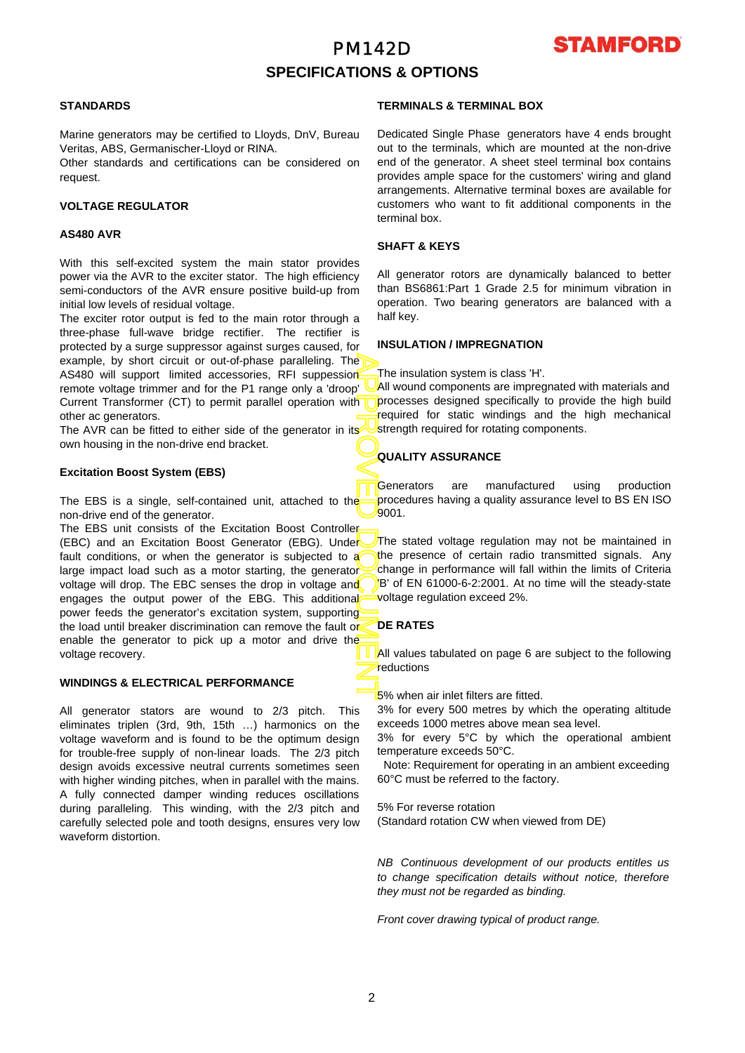# PM142D

## SPECIFICATIONS & OPTIONS

### STANDARDS

Marine generators may be certified to Lloyds, DnV, Bureau Veritas, ABS, Germanischer-Lloyd or RINA.
Other standards and certifications can be considered on request.

### VOLTAGE REGULATOR

### AS480 AVR

With this self-excited system the main stator provides power via the AVR to the exciter stator. The high efficiency semi-conductors of the AVR ensure positive build-up from initial low levels of residual voltage.
The exciter rotor output is fed to the main rotor through a three-phase full-wave bridge rectifier. The rectifier is protected by a surge suppressor against surges caused, for example, by short circuit or out-of-phase paralleling. The AS480 will support limited accessories, RFI suppession remote voltage trimmer and for the P1 range only a 'droop' Current Transformer (CT) to permit parallel operation with other ac generators.
The AVR can be fitted to either side of the generator in its own housing in the non-drive end bracket.

### Excitation Boost System (EBS)

The EBS is a single, self-contained unit, attached to the non-drive end of the generator.
The EBS unit consists of the Excitation Boost Controller (EBC) and an Excitation Boost Generator (EBG). Under fault conditions, or when the generator is subjected to a large impact load such as a motor starting, the generator voltage will drop. The EBC senses the drop in voltage and engages the output power of the EBG. This additional power feeds the generator's excitation system, supporting the load until breaker discrimination can remove the fault or enable the generator to pick up a motor and drive the voltage recovery.

### WINDINGS & ELECTRICAL PERFORMANCE

All generator stators are wound to 2/3 pitch. This eliminates triplen (3rd, 9th, 15th …) harmonics on the voltage waveform and is found to be the optimum design for trouble-free supply of non-linear loads. The 2/3 pitch design avoids excessive neutral currents sometimes seen with higher winding pitches, when in parallel with the mains. A fully connected damper winding reduces oscillations during paralleling. This winding, with the 2/3 pitch and carefully selected pole and tooth designs, ensures very low waveform distortion.

### TERMINALS & TERMINAL BOX

Dedicated Single Phase generators have 4 ends brought out to the terminals, which are mounted at the non-drive end of the generator. A sheet steel terminal box contains provides ample space for the customers' wiring and gland arrangements. Alternative terminal boxes are available for customers who want to fit additional components in the terminal box.

### SHAFT & KEYS

All generator rotors are dynamically balanced to better than BS6861:Part 1 Grade 2.5 for minimum vibration in operation. Two bearing generators are balanced with a half key.

### INSULATION / IMPREGNATION

The insulation system is class 'H'.
All wound components are impregnated with materials and processes designed specifically to provide the high build required for static windings and the high mechanical strength required for rotating components.

### QUALITY ASSURANCE

Generators are manufactured using production procedures having a quality assurance level to BS EN ISO 9001.

The stated voltage regulation may not be maintained in the presence of certain radio transmitted signals. Any change in performance will fall within the limits of Criteria 'B' of EN 61000-6-2:2001. At no time will the steady-state voltage regulation exceed 2%.

### DE RATES

All values tabulated on page 6 are subject to the following reductions

5% when air inlet filters are fitted.
3% for every 500 metres by which the operating altitude exceeds 1000 metres above mean sea level.
3% for every 5°C by which the operational ambient temperature exceeds 50°C.
Note: Requirement for operating in an ambient exceeding 60°C must be referred to the factory.

5% For reverse rotation
(Standard rotation CW when viewed from DE)

*NB Continuous development of our products entitles us to change specification details without notice, therefore they must not be regarded as binding.*

*Front cover drawing typical of product range.*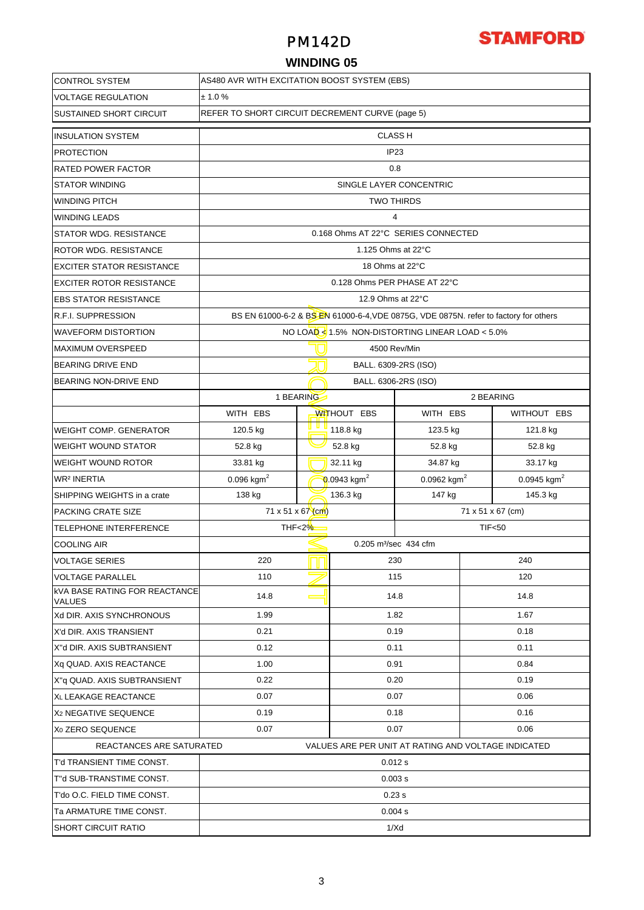# PM142D

## WINDING 05

| | | | | |
|---|---|---|---|---|
| CONTROL SYSTEM | AS480 AVR WITH EXCITATION BOOST SYSTEM (EBS) | | | |
| VOLTAGE REGULATION | ± 1.0 % | | | |
| SUSTAINED SHORT CIRCUIT | REFER TO SHORT CIRCUIT DECREMENT CURVE (page 5) | | | |
| INSULATION SYSTEM | CLASS H | | | |
| PROTECTION | IP23 | | | |
| RATED POWER FACTOR | 0.8 | | | |
| STATOR WINDING | SINGLE LAYER CONCENTRIC | | | |
| WINDING PITCH | TWO THIRDS | | | |
| WINDING LEADS | 4 | | | |
| STATOR WDG. RESISTANCE | 0.168 Ohms AT 22°C SERIES CONNECTED | | | |
| ROTOR WDG. RESISTANCE | 1.125 Ohms at 22°C | | | |
| EXCITER STATOR RESISTANCE | 18 Ohms at 22°C | | | |
| EXCITER ROTOR RESISTANCE | 0.128 Ohms PER PHASE AT 22°C | | | |
| EBS STATOR RESISTANCE | 12.9 Ohms at 22°C | | | |
| R.F.I. SUPPRESSION | BS EN 61000-6-2 & BS EN 61000-6-4,VDE 0875G, VDE 0875N. refer to factory for others | | | |
| WAVEFORM DISTORTION | NO LOAD < 1.5% NON-DISTORTING LINEAR LOAD < 5.0% | | | |
| MAXIMUM OVERSPEED | 4500 Rev/Min | | | |
| BEARING DRIVE END | BALL. 6309-2RS (ISO) | | | |
| BEARING NON-DRIVE END | BALL. 6306-2RS (ISO) | | | |
| | 1 BEARING | | 2 BEARING | |
| | WITH EBS | WITHOUT EBS | WITH EBS | WITHOUT EBS |
| WEIGHT COMP. GENERATOR | 120.5 kg | 118.8 kg | 123.5 kg | 121.8 kg |
| WEIGHT WOUND STATOR | 52.8 kg | 52.8 kg | 52.8 kg | 52.8 kg |
| WEIGHT WOUND ROTOR | 33.81 kg | 32.11 kg | 34.87 kg | 33.17 kg |
| $WR^2$ INERTIA | 0.096 kgm$^2$ | 0.0943 kgm$^2$ | 0.0962 kgm$^2$ | 0.0945 kgm$^2$ |
| SHIPPING WEIGHTS in a crate | 138 kg | 136.3 kg | 147 kg | 145.3 kg |
| PACKING CRATE SIZE | 71 x 51 x 67 (cm) | | 71 x 51 x 67 (cm) | |
| TELEPHONE INTERFERENCE | THF<2% | | TIF<50 | |
| COOLING AIR | 0.205 m³/sec 434 cfm | | | |

| | | | |
|---|---|---|---|
| VOLTAGE SERIES | 220 | 230 | 240 |
| VOLTAGE PARALLEL | 110 | 115 | 120 |
| kVA BASE RATING FOR REACTANCE VALUES | 14.8 | 14.8 | 14.8 |
| Xd DIR. AXIS SYNCHRONOUS | 1.99 | 1.82 | 1.67 |
| X'd DIR. AXIS TRANSIENT | 0.21 | 0.19 | 0.18 |
| X''d DIR. AXIS SUBTRANSIENT | 0.12 | 0.11 | 0.11 |
| Xq QUAD. AXIS REACTANCE | 1.00 | 0.91 | 0.84 |
| X''q QUAD. AXIS SUBTRANSIENT | 0.22 | 0.20 | 0.19 |
| $X_L$ LEAKAGE REACTANCE | 0.07 | 0.07 | 0.06 |
| $X_2$ NEGATIVE SEQUENCE | 0.19 | 0.18 | 0.16 |
| $X_0$ ZERO SEQUENCE | 0.07 | 0.07 | 0.06 |
| REACTANCES ARE SATURATED | VALUES ARE PER UNIT AT RATING AND VOLTAGE INDICATED | | |
| T'd TRANSIENT TIME CONST. | 0.012 s | | |
| T''d SUB-TRANSTIME CONST. | 0.003 s | | |
| T'do O.C. FIELD TIME CONST. | 0.23 s | | |
| Ta ARMATURE TIME CONST. | 0.004 s | | |
| SHORT CIRCUIT RATIO | 1/Xd | | |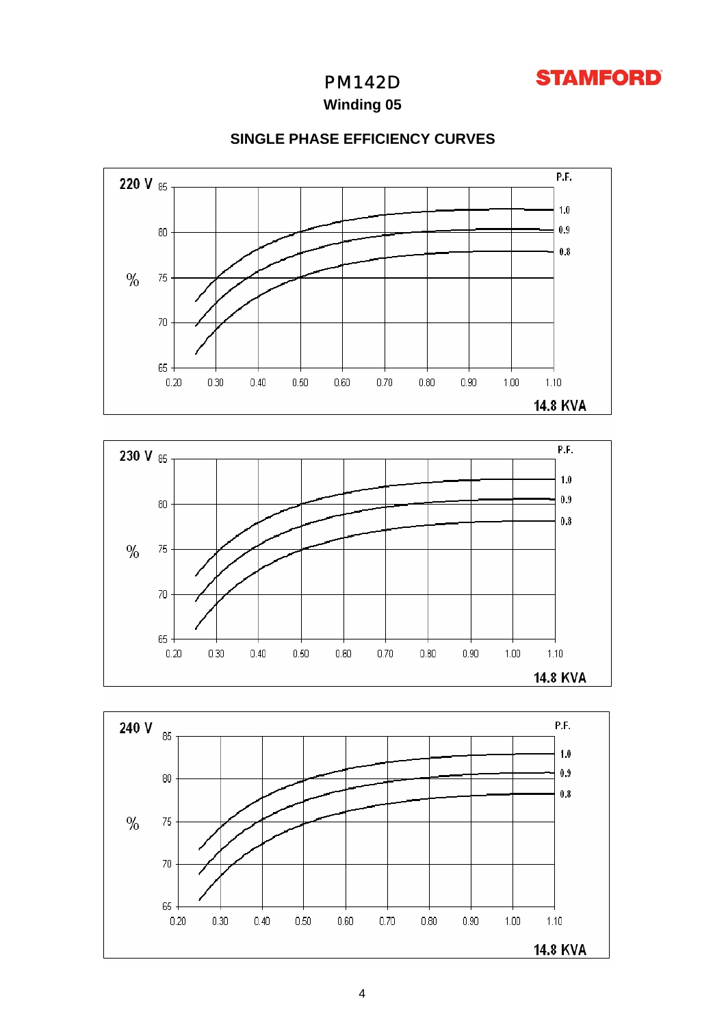# PM142D

## Winding 05

### SINGLE PHASE EFFICIENCY CURVES

**220 V**

% (65–85) vs. 0.20–1.10

P.F.: 1.0, 0.9, 0.8

**14.8 KVA**

**230 V**

% (65–85) vs. 0.20–1.10

P.F.: 1.0, 0.9, 0.8

**14.8 KVA**

**240 V**

% (65–85) vs. 0.20–1.10

P.F.: 1.0, 0.9, 0.8

**14.8 KVA**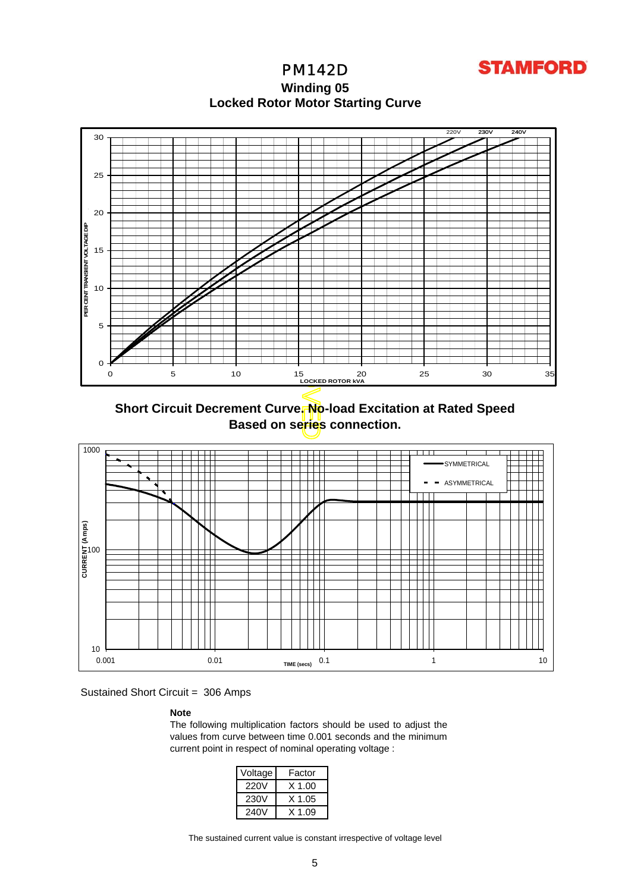# PM142D

**STAMFORD**

## Winding 05

## Locked Rotor Motor Starting Curve

## Short Circuit Decrement Curve. No-load Excitation at Rated Speed

## Based on series connection.

Sustained Short Circuit = 306 Amps

**Note**

The following multiplication factors should be used to adjust the values from curve between time 0.001 seconds and the minimum current point in respect of nominal operating voltage :

| Voltage | Factor |
| --- | --- |
| 220V | X 1.00 |
| 230V | X 1.05 |
| 240V | X 1.09 |

The sustained current value is constant irrespective of voltage level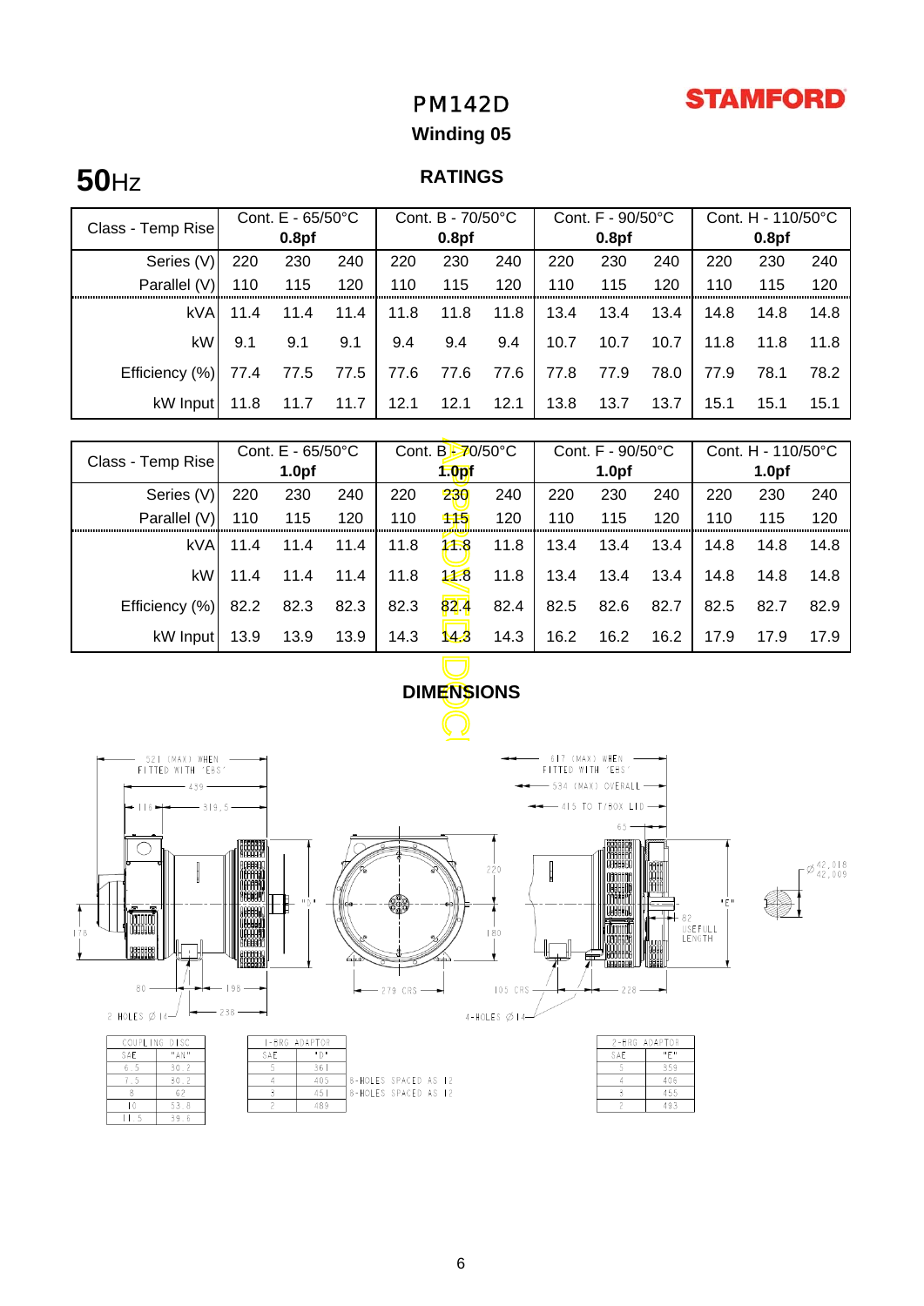# PM142D

STAMFORD

**Winding 05**

## 50Hz

**RATINGS**

| Class - Temp Rise | Cont. E - 65/50°C 0.8pf | | | Cont. B - 70/50°C 0.8pf | | | Cont. F - 90/50°C 0.8pf | | | Cont. H - 110/50°C 0.8pf | | |
|---|---|---|---|---|---|---|---|---|---|---|---|---|
| Series (V) | 220 | 230 | 240 | 220 | 230 | 240 | 220 | 230 | 240 | 220 | 230 | 240 |
| Parallel (V) | 110 | 115 | 120 | 110 | 115 | 120 | 110 | 115 | 120 | 110 | 115 | 120 |
| kVA | 11.4 | 11.4 | 11.4 | 11.8 | 11.8 | 11.8 | 13.4 | 13.4 | 13.4 | 14.8 | 14.8 | 14.8 |
| kW | 9.1 | 9.1 | 9.1 | 9.4 | 9.4 | 9.4 | 10.7 | 10.7 | 10.7 | 11.8 | 11.8 | 11.8 |
| Efficiency (%) | 77.4 | 77.5 | 77.5 | 77.6 | 77.6 | 77.6 | 77.8 | 77.9 | 78.0 | 77.9 | 78.1 | 78.2 |
| kW Input | 11.8 | 11.7 | 11.7 | 12.1 | 12.1 | 12.1 | 13.8 | 13.7 | 13.7 | 15.1 | 15.1 | 15.1 |

| Class - Temp Rise | Cont. E - 65/50°C 1.0pf | | | Cont. B - 70/50°C 1.0pf | | | Cont. F - 90/50°C 1.0pf | | | Cont. H - 110/50°C 1.0pf | | |
|---|---|---|---|---|---|---|---|---|---|---|---|---|
| Series (V) | 220 | 230 | 240 | 220 | 230 | 240 | 220 | 230 | 240 | 220 | 230 | 240 |
| Parallel (V) | 110 | 115 | 120 | 110 | 115 | 120 | 110 | 115 | 120 | 110 | 115 | 120 |
| kVA | 11.4 | 11.4 | 11.4 | 11.8 | 11.8 | 11.8 | 13.4 | 13.4 | 13.4 | 14.8 | 14.8 | 14.8 |
| kW | 11.4 | 11.4 | 11.4 | 11.8 | 11.8 | 11.8 | 13.4 | 13.4 | 13.4 | 14.8 | 14.8 | 14.8 |
| Efficiency (%) | 82.2 | 82.3 | 82.3 | 82.3 | 82.4 | 82.4 | 82.5 | 82.6 | 82.7 | 82.5 | 82.7 | 82.9 |
| kW Input | 13.9 | 13.9 | 13.9 | 14.3 | 14.3 | 14.3 | 16.2 | 16.2 | 16.2 | 17.9 | 17.9 | 17.9 |

**DIMENSIONS**

| COUPLING DISC | |
|---|---|
| SAE | "AN" |
| 6.5 | 30.2 |
| 7.5 | 30.2 |
| 8 | 62 |
| 10 | 53.8 |
| 11.5 | 39.6 |

| 1-BRG ADAPTOR | | |
|---|---|---|
| SAE | "D" | |
| 5 | 361 | |
| 4 | 405 | 8-HOLES SPACED AS 12 |
| 3 | 451 | 8-HOLES SPACED AS 12 |
| 2 | 489 | |

| 2-BRG ADAPTOR | |
|---|---|
| SAE | "E" |
| 5 | 359 |
| 4 | 406 |
| 3 | 455 |
| 2 | 483 |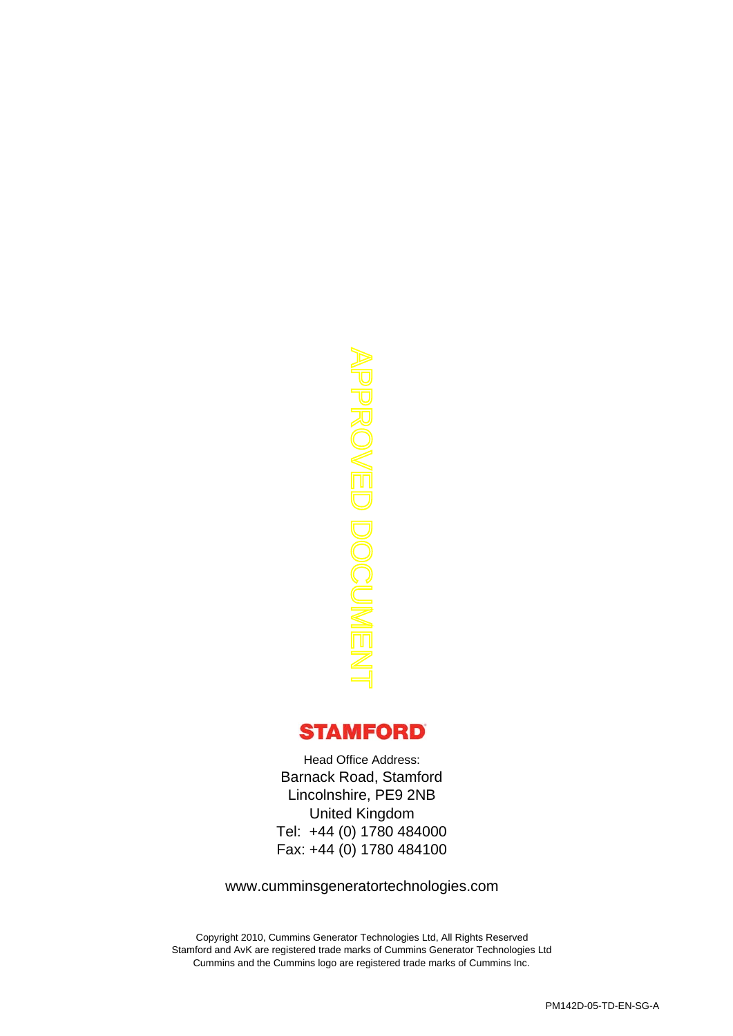APPROVED DOCUMENT

**STAMFORD**

Head Office Address:
Barnack Road, Stamford
Lincolnshire, PE9 2NB
United Kingdom
Tel: +44 (0) 1780 484000
Fax: +44 (0) 1780 484100

www.cumminsgeneratortechnologies.com

Copyright 2010, Cummins Generator Technologies Ltd, All Rights Reserved
Stamford and AvK are registered trade marks of Cummins Generator Technologies Ltd
Cummins and the Cummins logo are registered trade marks of Cummins Inc.

PM142D-05-TD-EN-SG-A